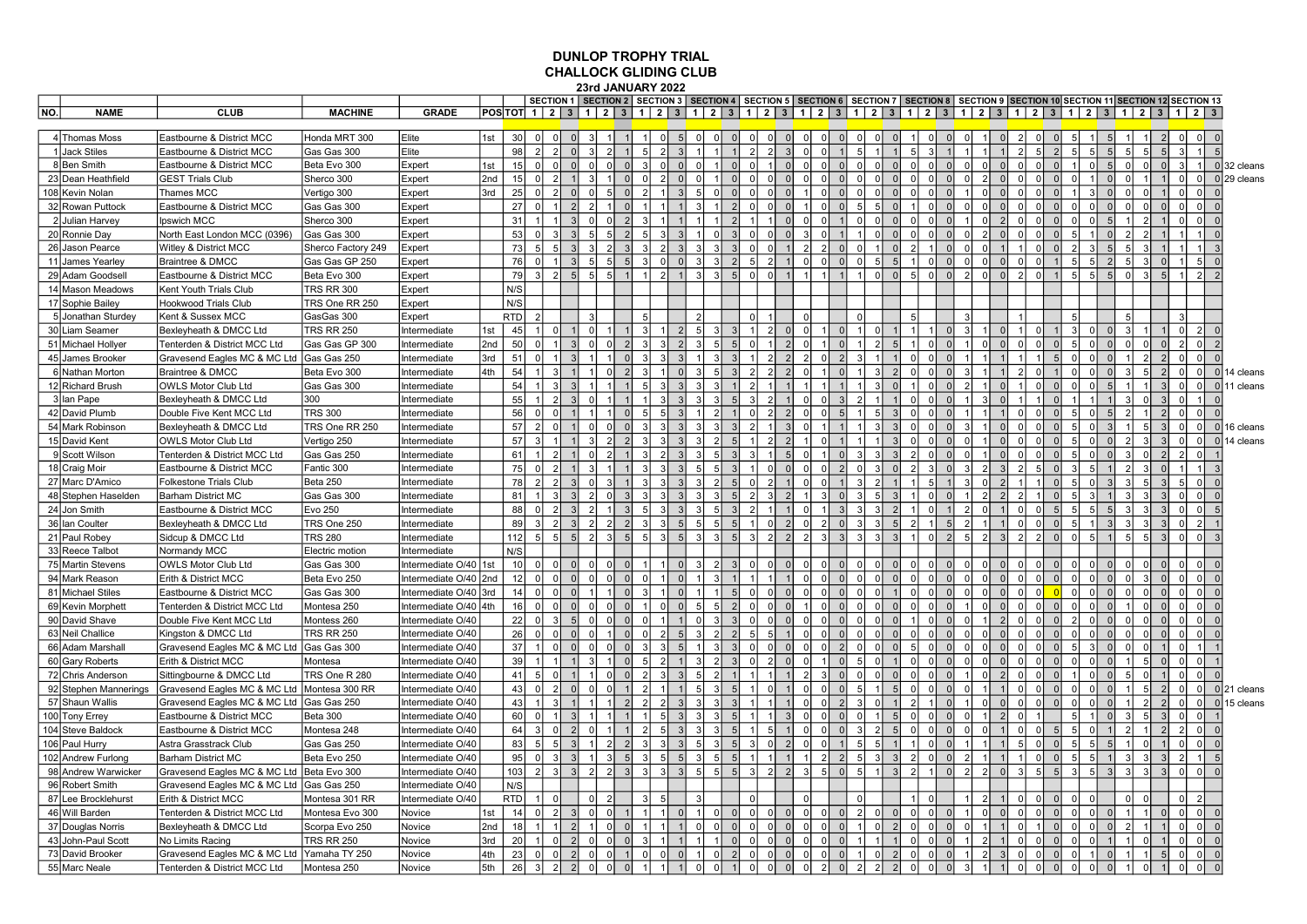# DUNLOP TROPHY TRIAL

## CHALLOCK GLIDING CLUB

### 23rd JANUARY 2022

| NO. | NAME | CLUB | MACHINE | GRADE | POS | TOT | SECTION 1 | | | SECTION 2 | | | SECTION 3 | | | SECTION 4 | | | SECTION 5 | | | SECTION 6 | | | SECTION 7 | | | SECTION 8 | | | SECTION 9 | | | SECTION 10 | | | SECTION 11 | | | SECTION 12 | | | SECTION 13 | | | |
|---|---|---|---|---|---|---|---|---|---|---|---|---|---|---|---|---|---|---|---|---|---|---|---|---|---|---|---|---|---|---|---|---|---|---|---|---|---|---|---|---|---|---|---|---|---|---|
| | | | | | | | 1 | 2 | 3 | 1 | 2 | 3 | 1 | 2 | 3 | 1 | 2 | 3 | 1 | 2 | 3 | 1 | 2 | 3 | 1 | 2 | 3 | 1 | 2 | 3 | 1 | 2 | 3 | 1 | 2 | 3 | 1 | 2 | 3 | 1 | 2 | 3 | 1 | 2 | 3 | |
| 4 | Thomas Moss | Eastbourne & District MCC | Honda MRT 300 | Elite | 1st | 30 | 0 | 0 | 0 | 3 | 1 | 1 | 1 | 0 | 5 | 0 | 0 | 0 | 0 | 0 | 0 | 0 | 0 | 0 | 0 | 0 | 0 | 1 | 0 | 0 | 0 | 1 | 0 | 2 | 0 | 0 | 5 | 1 | 5 | 1 | 1 | 2 | 0 | 0 | 0 | |
| 1 | Jack Stiles | Eastbourne & District MCC | Gas Gas 300 | Elite | | 98 | 2 | 2 | 0 | 3 | 2 | 1 | 5 | 2 | 3 | 1 | 1 | 1 | 2 | 2 | 3 | 0 | 0 | 1 | 5 | 1 | 1 | 5 | 3 | 1 | 1 | 1 | 1 | 2 | 5 | 2 | 5 | 5 | 5 | 5 | 5 | 5 | 3 | 1 | 5 | |
| 8 | Ben Smith | Eastbourne & District MCC | Beta Evo 300 | Expert | 1st | 15 | 0 | 0 | 0 | 0 | 0 | 0 | 3 | 0 | 0 | 0 | 1 | 0 | 0 | 1 | 0 | 0 | 0 | 0 | 0 | 0 | 0 | 0 | 0 | 0 | 0 | 0 | 0 | 0 | 0 | 0 | 1 | 0 | 5 | 0 | 0 | 0 | 3 | 1 | 0 | 32 cleans |
| 23 | Dean Heathfield | GEST Trials Club | Sherco 300 | Expert | 2nd | 15 | 0 | 0 | 2 | 1 | 3 | 1 | 0 | 0 | 2 | 0 | 0 | 1 | 0 | 0 | 0 | 0 | 0 | 0 | 0 | 0 | 0 | 0 | 0 | 0 | 0 | 2 | 0 | 0 | 0 | 0 | 0 | 1 | 0 | 0 | 1 | 1 | 0 | 0 | 0 | 29 cleans |
| 108 | Kevin Nolan | Thames MCC | Vertigo 300 | Expert | 3rd | 25 | 0 | 2 | 0 | 0 | 5 | 0 | 2 | 1 | 3 | 5 | 0 | 0 | 0 | 0 | 0 | 1 | 0 | 0 | 0 | 0 | 0 | 0 | 0 | 0 | 1 | 0 | 0 | 0 | 0 | 0 | 1 | 3 | 0 | 0 | 0 | 1 | 0 | 0 | 0 | |
| 32 | Rowan Puttock | Eastbourne & District MCC | Gas Gas 300 | Expert | | 27 | 0 | 1 | 2 | 2 | 1 | 0 | 1 | 1 | 1 | 3 | 1 | 2 | 0 | 0 | 0 | 1 | 0 | 0 | 5 | 5 | 0 | 1 | 0 | 0 | 0 | 0 | 0 | 0 | 0 | 0 | 0 | 0 | 0 | 0 | 0 | 0 | 0 | 0 | 0 | |
| 2 | Julian Harvey | Ipswich MCC | Sherco 300 | Expert | | 31 | 1 | 1 | 3 | 0 | 0 | 2 | 3 | 1 | 1 | 1 | 1 | 2 | 1 | 1 | 0 | 0 | 0 | 0 | 1 | 0 | 0 | 0 | 0 | 0 | 1 | 0 | 2 | 0 | 0 | 0 | 0 | 0 | 5 | 1 | 2 | 1 | 0 | 0 | 0 | |
| 20 | Ronnie Day | North East London MCC (0396) | Gas Gas 300 | Expert | | 53 | 0 | 3 | 3 | 5 | 5 | 2 | 5 | 3 | 3 | 1 | 0 | 3 | 0 | 0 | 0 | 3 | 0 | 1 | 1 | 0 | 0 | 0 | 0 | 0 | 0 | 2 | 0 | 0 | 0 | 0 | 5 | 1 | 0 | 2 | 2 | 1 | 1 | 1 | 0 | |
| 26 | Jason Pearce | Witley & District MCC | Sherco Factory 249 | Expert | | 73 | 5 | 5 | 3 | 3 | 2 | 3 | 3 | 2 | 3 | 3 | 3 | 3 | 0 | 0 | 1 | 2 | 2 | 0 | 0 | 1 | 0 | 2 | 1 | 0 | 0 | 0 | 1 | 1 | 0 | 0 | 2 | 3 | 5 | 5 | 3 | 1 | 1 | 1 | 3 | |
| 11 | James Yearley | Braintree & DMCC | Gas Gas GP 250 | Expert | | 76 | 0 | 1 | 3 | 5 | 5 | 5 | 3 | 0 | 0 | 3 | 3 | 2 | 5 | 2 | 1 | 0 | 0 | 0 | 0 | 5 | 5 | 1 | 0 | 0 | 0 | 0 | 0 | 0 | 0 | 1 | 5 | 5 | 2 | 5 | 3 | 0 | 1 | 5 | 0 | |
| 29 | Adam Goodsell | Eastbourne & District MCC | Beta Evo 300 | Expert | | 79 | 3 | 2 | 5 | 5 | 5 | 1 | 1 | 2 | 1 | 3 | 3 | 5 | 0 | 0 | 1 | 1 | 1 | 1 | 1 | 0 | 0 | 5 | 0 | 0 | 2 | 0 | 0 | 2 | 0 | 1 | 5 | 5 | 5 | 0 | 3 | 5 | 1 | 2 | 2 | |
| 14 | Mason Meadows | Kent Youth Trials Club | TRS RR 300 | Expert | | N/S | | | | | | | | | | | | | | | | | | | | | | | | | | | | | | | | | | | | | | | | |
| 17 | Sophie Bailey | Hookwood Trials Club | TRS One RR 250 | Expert | | N/S | | | | | | | | | | | | | | | | | | | | | | | | | | | | | | | | | | | | | | | | |
| 5 | Jonathan Sturdey | Kent & Sussex MCC | GasGas 300 | Expert | | RTD | 2 | | | 3 | | | 5 | | | 2 | | | 0 | 1 | | 0 | | | 0 | | | 5 | | | 3 | | | 1 | | | 5 | | | 5 | | | 3 | | | |
| 30 | Liam Seamer | Bexleyheath & DMCC Ltd | TRS RR 250 | Intermediate | 1st | 45 | 1 | 0 | 1 | 0 | 1 | 1 | 3 | 1 | 2 | 5 | 3 | 3 | 1 | 2 | 0 | 0 | 1 | 0 | 1 | 0 | 1 | 1 | 1 | 0 | 3 | 1 | 0 | 1 | 0 | 1 | 3 | 0 | 0 | 3 | 1 | 1 | 0 | 2 | 0 | |
| 51 | Michael Hollyer | Tenterden & District MCC Ltd | Gas Gas GP 300 | Intermediate | 2nd | 50 | 0 | 1 | 3 | 0 | 0 | 2 | 3 | 3 | 2 | 3 | 5 | 5 | 0 | 1 | 2 | 0 | 1 | 0 | 1 | 2 | 5 | 1 | 0 | 0 | 1 | 0 | 0 | 0 | 0 | 0 | 5 | 0 | 0 | 0 | 0 | 0 | 2 | 0 | 2 | |
| 45 | James Brooker | Gravesend Eagles MC & MC Ltd | Gas Gas 250 | Intermediate | 3rd | 51 | 0 | 1 | 3 | 1 | 1 | 0 | 3 | 3 | 3 | 1 | 3 | 3 | 1 | 2 | 2 | 2 | 0 | 2 | 3 | 1 | 1 | 0 | 0 | 0 | 1 | 1 | 1 | 1 | 1 | 5 | 0 | 0 | 0 | 1 | 2 | 2 | 0 | 0 | 0 | |
| 6 | Nathan Morton | Braintree & DMCC | Beta Evo 300 | Intermediate | 4th | 54 | 1 | 3 | 1 | 1 | 0 | 2 | 3 | 1 | 0 | 3 | 5 | 3 | 2 | 2 | 2 | 0 | 1 | 0 | 1 | 3 | 2 | 0 | 0 | 0 | 3 | 1 | 1 | 2 | 0 | 1 | 0 | 0 | 0 | 3 | 5 | 2 | 0 | 0 | 0 | 14 cleans |
| 12 | Richard Brush | OWLS Motor Club Ltd | Gas Gas 300 | Intermediate | | 54 | 1 | 3 | 3 | 1 | 1 | 1 | 5 | 3 | 3 | 3 | 3 | 1 | 2 | 1 | 1 | 1 | 1 | 1 | 1 | 3 | 0 | 1 | 0 | 0 | 2 | 1 | 0 | 1 | 0 | 0 | 0 | 0 | 5 | 1 | 1 | 3 | 0 | 0 | 0 | 11 cleans |
| 3 | Ian Pape | Bexleyheath & DMCC Ltd | 300 | Intermediate | | 55 | 1 | 2 | 3 | 0 | 1 | 1 | 1 | 3 | 3 | 3 | 3 | 5 | 3 | 2 | 1 | 0 | 0 | 3 | 2 | 1 | 1 | 0 | 0 | 0 | 1 | 3 | 0 | 1 | 1 | 0 | 1 | 1 | 1 | 3 | 0 | 3 | 0 | 1 | 0 | |
| 42 | David Plumb | Double Five Kent MCC Ltd | TRS 300 | Intermediate | | 56 | 0 | 0 | 1 | 1 | 1 | 0 | 5 | 5 | 3 | 1 | 2 | 1 | 0 | 2 | 2 | 0 | 0 | 5 | 1 | 5 | 3 | 0 | 0 | 0 | 1 | 1 | 1 | 0 | 0 | 0 | 5 | 0 | 5 | 2 | 1 | 2 | 0 | 0 | 0 | |
| 54 | Mark Robinson | Bexleyheath & DMCC Ltd | TRS One RR 250 | Intermediate | | 57 | 2 | 0 | 1 | 0 | 0 | 0 | 3 | 3 | 3 | 3 | 3 | 3 | 2 | 1 | 3 | 0 | 1 | 1 | 1 | 3 | 3 | 0 | 0 | 0 | 3 | 1 | 0 | 0 | 0 | 0 | 5 | 0 | 3 | 1 | 5 | 3 | 0 | 0 | 0 | 16 cleans |
| 15 | David Kent | OWLS Motor Club Ltd | Vertigo 250 | Intermediate | | 57 | 1 | 3 | 2 | 2 | 3 | 2 | 3 | 3 | 3 | 3 | 2 | 5 | 1 | 2 | 2 | 1 | 0 | 1 | 1 | 1 | 3 | 0 | 0 | 0 | 0 | 1 | 0 | 0 | 0 | 0 | 5 | 0 | 0 | 2 | 3 | 3 | 0 | 0 | 0 | 14 cleans |
| 9 | Scott Wilson | Tenterden & District MCC Ltd | Gas Gas 250 | Intermediate | | 61 | 1 | 2 | 1 | 0 | 2 | 1 | 3 | 2 | 3 | 3 | 5 | 3 | 3 | 1 | 5 | 0 | 1 | 0 | 3 | 3 | 3 | 2 | 0 | 0 | 0 | 1 | 0 | 0 | 0 | 0 | 5 | 0 | 0 | 3 | 0 | 2 | 2 | 0 | 1 | |
| 18 | Craig Moir | Eastbourne & District MCC | Fantic 300 | Intermediate | | 75 | 0 | 2 | 1 | 3 | 1 | 1 | 3 | 3 | 3 | 5 | 5 | 3 | 1 | 0 | 0 | 0 | 0 | 2 | 0 | 3 | 0 | 2 | 3 | 0 | 3 | 2 | 3 | 2 | 5 | 0 | 3 | 5 | 1 | 2 | 3 | 0 | 1 | 1 | 3 | |
| 27 | Marc D'Amico | Folkestone Trials Club | Beta 250 | Intermediate | | 78 | 2 | 2 | 3 | 0 | 3 | 1 | 3 | 3 | 3 | 3 | 2 | 5 | 0 | 2 | 1 | 0 | 0 | 1 | 3 | 2 | 1 | 1 | 5 | 1 | 3 | 0 | 2 | 1 | 1 | 0 | 5 | 0 | 3 | 3 | 5 | 3 | 5 | 0 | 0 | |
| 48 | Stephen Haselden | Barham District MC | Gas Gas 300 | Intermediate | | 81 | 1 | 3 | 3 | 2 | 0 | 3 | 3 | 3 | 3 | 3 | 3 | 5 | 2 | 3 | 2 | 1 | 3 | 0 | 3 | 5 | 3 | 1 | 0 | 0 | 1 | 2 | 2 | 2 | 1 | 0 | 5 | 3 | 1 | 3 | 3 | 3 | 0 | 0 | 0 | |
| 24 | Jon Smith | Eastbourne & District MCC | Evo 250 | Intermediate | | 88 | 0 | 2 | 3 | 2 | 1 | 3 | 5 | 3 | 3 | 3 | 5 | 3 | 2 | 1 | 1 | 0 | 1 | 3 | 3 | 3 | 2 | 1 | 0 | 1 | 2 | 0 | 1 | 0 | 0 | 5 | 5 | 5 | 5 | 3 | 3 | 3 | 0 | 0 | 5 | |
| 36 | Ian Coulter | Bexleyheath & DMCC Ltd | TRS One 250 | Intermediate | | 89 | 3 | 2 | 3 | 2 | 2 | 2 | 3 | 3 | 5 | 5 | 5 | 5 | 1 | 0 | 2 | 0 | 2 | 0 | 3 | 3 | 5 | 2 | 1 | 5 | 2 | 1 | 1 | 0 | 0 | 0 | 5 | 1 | 3 | 3 | 3 | 3 | 0 | 2 | 1 | |
| 21 | Paul Robey | Sidcup & DMCC Ltd | TRS 280 | Intermediate | | 112 | 5 | 5 | 5 | 2 | 3 | 5 | 5 | 3 | 5 | 3 | 3 | 5 | 3 | 2 | 2 | 2 | 3 | 3 | 3 | 3 | 3 | 1 | 0 | 2 | 5 | 2 | 3 | 2 | 2 | 0 | 0 | 5 | 1 | 5 | 5 | 3 | 0 | 0 | 3 | |
| 33 | Reece Talbot | Normandy MCC | Electric motion | Intermediate | | N/S | | | | | | | | | | | | | | | | | | | | | | | | | | | | | | | | | | | | | | | | |
| 75 | Martin Stevens | OWLS Motor Club Ltd | Gas Gas 300 | Intermediate O/40 | 1st | 10 | 0 | 0 | 0 | 0 | 0 | 0 | 1 | 1 | 0 | 3 | 2 | 3 | 0 | 0 | 0 | 0 | 0 | 0 | 0 | 0 | 0 | 0 | 0 | 0 | 0 | 0 | 0 | 0 | 0 | 0 | 0 | 0 | 0 | 0 | 0 | 0 | 0 | 0 | 0 | |
| 94 | Mark Reason | Erith & District MCC | Beta Evo 250 | Intermediate O/40 | 2nd | 12 | 0 | 0 | 0 | 0 | 0 | 0 | 0 | 1 | 0 | 1 | 3 | 1 | 1 | 1 | 1 | 0 | 0 | 0 | 0 | 0 | 0 | 0 | 0 | 0 | 0 | 0 | 0 | 0 | 0 | 0 | 0 | 0 | 0 | 0 | 3 | 0 | 0 | 0 | 0 | |
| 81 | Michael Stiles | Eastbourne & District MCC | Gas Gas 300 | Intermediate O/40 | 3rd | 14 | 0 | 0 | 0 | 1 | 1 | 0 | 3 | 1 | 0 | 1 | 1 | 5 | 0 | 0 | 0 | 0 | 0 | 0 | 0 | 0 | 1 | 0 | 0 | 0 | 0 | 0 | 0 | 0 | 0 | 0 | 0 | 0 | 0 | 0 | 0 | 0 | 0 | 0 | 0 | |
| 69 | Kevin Morphett | Tenterden & District MCC Ltd | Montesa 250 | Intermediate O/40 | 4th | 16 | 0 | 0 | 0 | 0 | 0 | 0 | 1 | 0 | 0 | 5 | 5 | 2 | 0 | 0 | 0 | 1 | 0 | 0 | 0 | 0 | 0 | 0 | 0 | 0 | 1 | 0 | 0 | 0 | 0 | 0 | 0 | 0 | 0 | 1 | 0 | 0 | 0 | 0 | 0 | |
| 90 | David Shave | Double Five Kent MCC Ltd | Montesa 260 | Intermediate O/40 | | 22 | 0 | 3 | 5 | 0 | 0 | 0 | 0 | 1 | 1 | 0 | 3 | 3 | 0 | 0 | 0 | 0 | 0 | 0 | 0 | 0 | 0 | 1 | 0 | 0 | 0 | 1 | 2 | 0 | 0 | 0 | 2 | 0 | 0 | 0 | 0 | 0 | 0 | 0 | 0 | |
| 63 | Neil Challice | Kingston & DMCC Ltd | TRS RR 250 | Intermediate O/40 | | 26 | 0 | 0 | 0 | 0 | 1 | 0 | 0 | 2 | 5 | 3 | 2 | 2 | 5 | 5 | 1 | 0 | 0 | 0 | 0 | 0 | 0 | 0 | 0 | 0 | 0 | 0 | 0 | 0 | 0 | 0 | 0 | 0 | 0 | 0 | 0 | 0 | 0 | 0 | 0 | |
| 66 | Adam Marshall | Gravesend Eagles MC & MC Ltd | Gas Gas 300 | Intermediate O/40 | | 37 | 1 | 0 | 0 | 0 | 0 | 0 | 3 | 3 | 5 | 1 | 3 | 3 | 0 | 0 | 0 | 0 | 0 | 2 | 0 | 0 | 0 | 5 | 0 | 0 | 0 | 0 | 0 | 0 | 0 | 0 | 5 | 3 | 0 | 0 | 0 | 1 | 0 | 1 | 1 | |
| 60 | Gary Roberts | Erith & District MCC | Montesa | Intermediate O/40 | | 39 | 1 | 1 | 1 | 3 | 1 | 0 | 5 | 2 | 1 | 3 | 2 | 3 | 0 | 2 | 0 | 0 | 1 | 0 | 5 | 0 | 1 | 0 | 0 | 0 | 0 | 0 | 0 | 0 | 0 | 0 | 0 | 0 | 0 | 1 | 5 | 0 | 0 | 0 | 1 | |
| 72 | Chris Anderson | Sittingbourne & DMCC Ltd | TRS One R 280 | Intermediate O/40 | | 41 | 5 | 0 | 1 | 1 | 0 | 0 | 2 | 3 | 3 | 5 | 2 | 1 | 1 | 1 | 1 | 2 | 3 | 0 | 0 | 0 | 0 | 0 | 0 | 0 | 1 | 0 | 2 | 0 | 0 | 0 | 1 | 0 | 0 | 5 | 0 | 1 | 0 | 0 | 0 | |
| 92 | Stephen Mannerings | Gravesend Eagles MC & MC Ltd | Montesa 300 RR | Intermediate O/40 | | 43 | 0 | 2 | 0 | 0 | 0 | 1 | 2 | 1 | 1 | 5 | 3 | 5 | 1 | 0 | 1 | 0 | 0 | 5 | 1 | 5 | 0 | 0 | 0 | 0 | 1 | 1 | 0 | 0 | 0 | 0 | 0 | 0 | 0 | 1 | 5 | 2 | 0 | 0 | 0 | 21 cleans |
| 57 | Shaun Wallis | Gravesend Eagles MC & MC Ltd | Gas Gas 250 | Intermediate O/40 | | 43 | 1 | 3 | 1 | 1 | 1 | 2 | 2 | 2 | 3 | 3 | 3 | 3 | 1 | 1 | 1 | 0 | 0 | 2 | 3 | 0 | 1 | 2 | 1 | 0 | 0 | 0 | 0 | 0 | 0 | 0 | 0 | 0 | 1 | 1 | 2 | 2 | 0 | 0 | 0 | 15 cleans |
| 100 | Tony Errey | Eastbourne & District MCC | Beta 300 | Intermediate O/40 | | 60 | 0 | 1 | 3 | 1 | 1 | 1 | 1 | 5 | 3 | 3 | 3 | 5 | 1 | 1 | 3 | 0 | 0 | 0 | 0 | 1 | 5 | 0 | 0 | 0 | 0 | 1 | 2 | 0 | 1 | | 5 | 1 | 0 | 3 | 5 | 3 | 0 | 0 | 1 | |
| 104 | Steve Baldock | Eastbourne & District MCC | Montesa 248 | Intermediate O/40 | | 64 | 3 | 0 | 2 | 0 | 1 | 1 | 2 | 5 | 3 | 3 | 3 | 5 | 1 | 5 | 1 | 0 | 0 | 0 | 3 | 2 | 5 | 0 | 0 | 0 | 0 | 0 | 1 | 0 | 0 | 5 | 5 | 0 | 1 | 2 | 1 | 2 | 2 | 0 | 0 | |
| 106 | Paul Hurry | Astra Grasstrack Club | Gas Gas 250 | Intermediate O/40 | | 83 | 5 | 5 | 3 | 1 | 2 | 2 | 3 | 3 | 3 | 5 | 3 | 5 | 3 | 0 | 2 | 0 | 0 | 1 | 5 | 5 | 1 | 1 | 0 | 0 | 1 | 1 | 1 | 5 | 0 | 0 | 5 | 5 | 5 | 1 | 0 | 1 | 0 | 0 | 0 | |
| 102 | Andrew Furlong | Barham District MC | Beta Evo 250 | Intermediate O/40 | | 95 | 0 | 3 | 3 | 1 | 3 | 5 | 3 | 5 | 5 | 3 | 5 | 5 | 1 | 1 | 1 | 2 | 2 | 5 | 3 | 3 | 2 | 0 | 0 | 2 | 1 | 1 | 1 | 1 | 0 | 0 | 5 | 5 | 1 | 3 | 3 | 3 | 2 | 1 | 5 | |
| 98 | Andrew Warwicker | Gravesend Eagles MC & MC Ltd | Beta Evo 300 | Intermediate O/40 | | 103 | 2 | 3 | 3 | 2 | 2 | 3 | 3 | 3 | 3 | 5 | 5 | 5 | 3 | 2 | 2 | 3 | 5 | 0 | 5 | 1 | 3 | 2 | 1 | 0 | 2 | 2 | 0 | 3 | 5 | 5 | 3 | 5 | 3 | 3 | 3 | 3 | 0 | 0 | 0 | |
| 96 | Robert Smith | Gravesend Eagles MC & MC Ltd | Gas Gas 250 | Intermediate O/40 | | N/S | | | | | | | | | | | | | | | | | | | | | | | | | | | | | | | | | | | | | | | | |
| 87 | Lee Brocklehurst | Erith & District MCC | Montesa 301 RR | Intermediate O/40 | | RTD | 1 | 0 | | 0 | 2 | | 3 | 5 | | 3 | | | 0 | | | 0 | | | 0 | | | 1 | 0 | | 1 | 2 | 1 | 0 | 0 | 0 | 0 | 0 | | 0 | 0 | | 0 | 2 | | |
| 46 | Will Barden | Tenterden & District MCC Ltd | Montesa Evo 300 | Novice | 1st | 14 | 0 | 2 | 3 | 0 | 0 | 1 | 1 | 1 | 0 | 1 | 0 | 0 | 0 | 0 | 0 | 0 | 0 | 0 | 2 | 0 | 0 | 0 | 0 | 0 | 1 | 0 | 0 | 0 | 0 | 0 | 0 | 0 | 0 | 1 | 1 | 0 | 0 | 0 | 0 | |
| 37 | Douglas Norris | Bexleyheath & DMCC Ltd | Scorpa Evo 250 | Novice | 2nd | 18 | 1 | 1 | 2 | 1 | 0 | 0 | 1 | 1 | 1 | 0 | 0 | 0 | 0 | 0 | 0 | 0 | 0 | 0 | 1 | 0 | 2 | 0 | 0 | 0 | 0 | 1 | 1 | 0 | 1 | 0 | 0 | 0 | 0 | 2 | 1 | 1 | 0 | 0 | 0 | |
| 43 | John-Paul Scott | No Limits Racing | TRS RR 250 | Novice | 3rd | 20 | 1 | 0 | 2 | 0 | 0 | 0 | 3 | 1 | 1 | 1 | 1 | 1 | 0 | 0 | 0 | 0 | 0 | 0 | 1 | 1 | 1 | 0 | 0 | 0 | 1 | 2 | 0 | 0 | 0 | 0 | 0 | 0 | 1 | 1 | 0 | 1 | 0 | 0 | 0 | |
| 73 | David Brooker | Gravesend Eagles MC & MC Ltd | Yamaha TY 250 | Novice | 4th | 23 | 0 | 0 | 2 | 0 | 0 | 1 | 1 | 0 | 0 | 0 | 0 | 2 | 0 | 0 | 0 | 0 | 0 | 0 | 1 | 0 | 2 | 0 | 0 | 0 | 1 | 2 | 3 | 0 | 0 | 0 | 0 | 1 | 0 | 1 | 1 | 5 | 0 | 0 | 0 | |
| 55 | Marc Neale | Tenterden & District MCC Ltd | Montesa 250 | Novice | 5th | 26 | 3 | 2 | 2 | 0 | 0 | 0 | 1 | 1 | 1 | 0 | 0 | 1 | 0 | 0 | 0 | 0 | 2 | 0 | 2 | 2 | 2 | 0 | 0 | 0 | 3 | 1 | 1 | 0 | 0 | 0 | 0 | 0 | 0 | 1 | 0 | 1 | 0 | 0 | 0 | |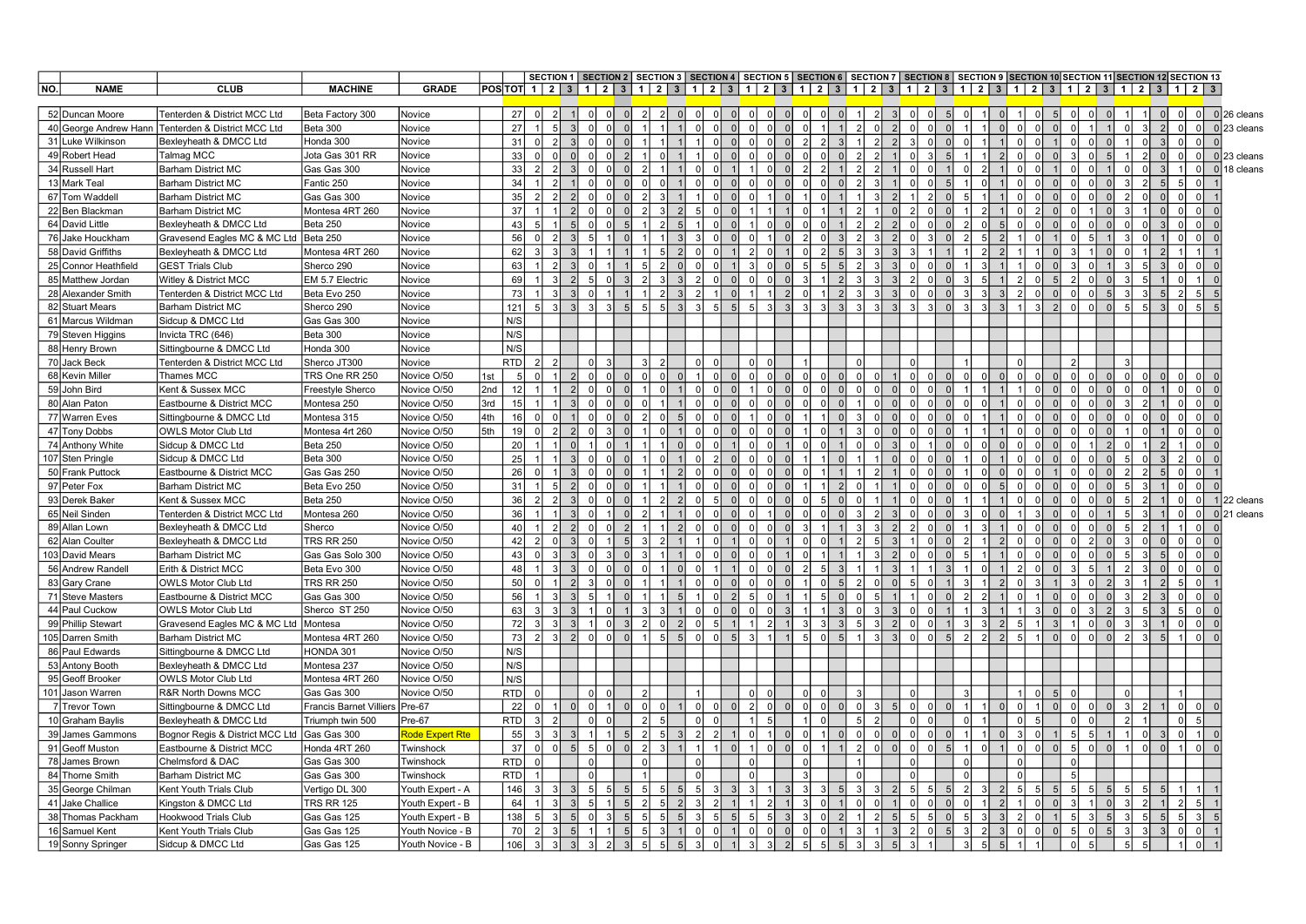| NO. | NAME | CLUB | MACHINE | GRADE | POS | TOT | SECTION 1 | | | SECTION 2 | | | SECTION 3 | | | SECTION 4 | | | SECTION 5 | | | SECTION 6 | | | SECTION 7 | | | SECTION 8 | | | SECTION 9 | | | SECTION 10 | | | SECTION 11 | | | SECTION 12 | | | SECTION 13 | | | |
|---|---|---|---|---|---|---|---|---|---|---|---|---|---|---|---|---|---|---|---|---|---|---|---|---|---|---|---|---|---|---|---|---|---|---|---|---|---|---|---|---|---|---|---|---|---|---|
| | | | | | | | 1 | 2 | 3 | 1 | 2 | 3 | 1 | 2 | 3 | 1 | 2 | 3 | 1 | 2 | 3 | 1 | 2 | 3 | 1 | 2 | 3 | 1 | 2 | 3 | 1 | 2 | 3 | 1 | 2 | 3 | 1 | 2 | 3 | 1 | 2 | 3 | 1 | 2 | 3 | |
| 52 | Duncan Moore | Tenterden & District MCC Ltd | Beta Factory 300 | Novice | | 27 | 0 | 2 | 1 | 0 | 0 | 0 | 2 | 2 | 0 | 0 | 0 | 0 | 0 | 0 | 0 | 0 | 0 | 0 | 1 | 2 | 3 | 0 | 0 | 5 | 0 | 1 | 0 | 1 | 0 | 5 | 0 | 0 | 0 | 1 | 1 | 0 | 0 | 0 | 0 | 26 cleans |
| 40 | George Andrew Hann | Tenterden & District MCC Ltd | Beta 300 | Novice | | 27 | 1 | 5 | 3 | 0 | 0 | 0 | 1 | 1 | 1 | 0 | 0 | 0 | 0 | 0 | 0 | 0 | 1 | 1 | 2 | 0 | 2 | 0 | 0 | 0 | 1 | 1 | 0 | 0 | 0 | 0 | 0 | 1 | 1 | 0 | 3 | 2 | 0 | 0 | 0 | 23 cleans |
| 31 | Luke Wilkinson | Bexleyheath & DMCC Ltd | Honda 300 | Novice | | 31 | 0 | 2 | 3 | 0 | 0 | 0 | 1 | 1 | 1 | 1 | 0 | 0 | 0 | 0 | 0 | 2 | 2 | 3 | 1 | 2 | 2 | 3 | 0 | 0 | 0 | 1 | 1 | 0 | 0 | 1 | 0 | 0 | 0 | 1 | 0 | 3 | 0 | 0 | 0 | |
| 49 | Robert Head | Talmag MCC | Jota Gas 301 RR | Novice | | 33 | 0 | 0 | 0 | 0 | 0 | 2 | 1 | 0 | 1 | 1 | 0 | 0 | 0 | 0 | 0 | 0 | 0 | 0 | 2 | 2 | 1 | 0 | 3 | 5 | 1 | 2 | 0 | 0 | 0 | 0 | 3 | 0 | 5 | 1 | 2 | 0 | 0 | 0 | 0 | 23 cleans |
| 34 | Russell Hart | Barham District MC | Gas Gas 300 | Novice | | 33 | 2 | 2 | 3 | 0 | 0 | 0 | 2 | 1 | 1 | 0 | 0 | 1 | 1 | 0 | 0 | 2 | 2 | 1 | 2 | 2 | 1 | 0 | 0 | 1 | 0 | 2 | 1 | 0 | 0 | 1 | 0 | 0 | 1 | 0 | 0 | 3 | 1 | 0 | 0 | 18 cleans |
| 13 | Mark Teal | Barham District MC | Fantic 250 | Novice | | 34 | 1 | 2 | 1 | 0 | 0 | 0 | 0 | 0 | 1 | 0 | 0 | 0 | 0 | 0 | 0 | 0 | 0 | 0 | 2 | 3 | 1 | 0 | 0 | 5 | 1 | 0 | 1 | 0 | 0 | 0 | 0 | 0 | 0 | 3 | 2 | 5 | 5 | 0 | 1 | |
| 67 | Tom Waddell | Barham District MC | Gas Gas 300 | Novice | | 35 | 2 | 2 | 2 | 0 | 0 | 0 | 2 | 3 | 1 | 1 | 0 | 0 | 0 | 1 | 0 | 1 | 0 | 1 | 1 | 3 | 2 | 1 | 2 | 0 | 5 | 1 | 1 | 0 | 0 | 0 | 0 | 0 | 0 | 2 | 0 | 0 | 0 | 0 | 1 | |
| 22 | Ben Blackman | Barham District MC | Montesa 4RT 260 | Novice | | 37 | 1 | 1 | 2 | 0 | 0 | 0 | 2 | 3 | 2 | 5 | 0 | 0 | 1 | 1 | 1 | 0 | 1 | 1 | 2 | 1 | 0 | 2 | 0 | 0 | 1 | 2 | 1 | 0 | 2 | 0 | 0 | 1 | 0 | 3 | 1 | 0 | 0 | 0 | 0 | |
| 64 | David Little | Bexleyheath & DMCC Ltd | Beta 250 | Novice | | 43 | 5 | 1 | 5 | 0 | 0 | 5 | 1 | 2 | 5 | 1 | 0 | 0 | 1 | 0 | 0 | 0 | 0 | 1 | 2 | 2 | 2 | 0 | 0 | 0 | 2 | 0 | 5 | 0 | 0 | 0 | 0 | 0 | 0 | 0 | 0 | 3 | 0 | 0 | 0 | |
| 76 | Jake Houckham | Gravesend Eagles MC & MC Ltd | Beta 250 | Novice | | 56 | 0 | 2 | 3 | 5 | 1 | 0 | 1 | 1 | 3 | 3 | 0 | 0 | 0 | 1 | 0 | 2 | 0 | 3 | 2 | 3 | 2 | 0 | 3 | 0 | 2 | 5 | 2 | 1 | 0 | 1 | 0 | 5 | 1 | 3 | 0 | 1 | 0 | 0 | 0 | |
| 58 | David Griffiths | Bexleyheath & DMCC Ltd | Montesa 4RT 260 | Novice | | 62 | 3 | 3 | 3 | 1 | 1 | 1 | 1 | 5 | 2 | 0 | 0 | 1 | 2 | 0 | 1 | 0 | 2 | 5 | 3 | 3 | 3 | 3 | 1 | 1 | 1 | 2 | 2 | 1 | 1 | 0 | 3 | 1 | 0 | 0 | 1 | 2 | 1 | 1 | 1 | |
| 25 | Connor Heathfield | GEST Trials Club | Sherco 290 | Novice | | 63 | 1 | 2 | 3 | 0 | 1 | 1 | 5 | 2 | 0 | 0 | 0 | 1 | 3 | 0 | 0 | 5 | 5 | 5 | 2 | 3 | 3 | 0 | 0 | 0 | 1 | 3 | 1 | 1 | 0 | 0 | 3 | 0 | 1 | 3 | 5 | 3 | 0 | 0 | 0 | |
| 85 | Matthew Jordan | Witley & District MCC | EM 5.7 Electric | Novice | | 69 | 1 | 3 | 2 | 5 | 0 | 3 | 2 | 3 | 3 | 2 | 0 | 0 | 0 | 0 | 0 | 3 | 1 | 2 | 3 | 3 | 3 | 2 | 0 | 0 | 3 | 5 | 1 | 2 | 0 | 5 | 2 | 0 | 0 | 3 | 5 | 1 | 0 | 1 | 0 | |
| 28 | Alexander Smith | Tenterden & District MCC Ltd | Beta Evo 250 | Novice | | 73 | 1 | 3 | 3 | 0 | 1 | 1 | 1 | 2 | 3 | 2 | 1 | 0 | 1 | 1 | 2 | 0 | 1 | 2 | 3 | 3 | 3 | 0 | 0 | 0 | 3 | 3 | 3 | 2 | 0 | 0 | 0 | 0 | 5 | 3 | 3 | 5 | 2 | 5 | 5 | |
| 82 | Stuart Mears | Barham District MC | Sherco 290 | Novice | | 121 | 5 | 3 | 3 | 3 | 3 | 5 | 5 | 5 | 3 | 3 | 5 | 5 | 5 | 3 | 3 | 3 | 3 | 3 | 3 | 3 | 3 | 3 | 3 | 0 | 3 | 3 | 3 | 1 | 3 | 2 | 0 | 0 | 0 | 5 | 5 | 3 | 0 | 5 | 5 | |
| 61 | Marcus Wildman | Sidcup & DMCC Ltd | Gas Gas 300 | Novice | | N/S | | | | | | | | | | | | | | | | | | | | | | | | | | | | | | | | | | | | | | | | |
| 79 | Steven Higgins | Invicta TRC (646) | Beta 300 | Novice | | N/S | | | | | | | | | | | | | | | | | | | | | | | | | | | | | | | | | | | | | | | | |
| 88 | Henry Brown | Sittingbourne & DMCC Ltd | Honda 300 | Novice | | N/S | | | | | | | | | | | | | | | | | | | | | | | | | | | | | | | | | | | | | | | | |
| 70 | Jack Beck | Tenterden & District MCC Ltd | Sherco JT300 | Novice | | RTD | 2 | 2 | | 0 | 3 | | 3 | 2 | | 0 | 0 | | 0 | 0 | | 1 | | | 0 | | | 0 | | | 1 | | | 0 | | | 2 | | | 3 | | | | | | |
| 68 | Kevin Hillier | Thames MCC | TRS One RR 250 | Novice O/50 | 1st | 5 | 0 | 1 | 2 | 0 | 0 | 0 | 0 | 0 | 0 | 1 | 0 | 0 | 0 | 0 | 0 | 0 | 0 | 0 | 0 | 0 | 1 | 0 | 0 | 0 | 0 | 0 | 0 | 0 | 0 | 0 | 0 | 0 | 0 | 0 | 0 | 0 | 0 | 0 | 0 | |
| 59 | John Bird | Kent & Sussex MCC | Freestyle Sherco | Novice O/50 | 2nd | 12 | 1 | 1 | 2 | 0 | 0 | 0 | 1 | 0 | 1 | 0 | 0 | 0 | 1 | 0 | 0 | 0 | 0 | 0 | 0 | 0 | 0 | 0 | 0 | 0 | 1 | 1 | 1 | 1 | 0 | 0 | 0 | 0 | 0 | 0 | 0 | 1 | 0 | 0 | 0 | |
| 80 | Alan Paton | Eastbourne & District MCC | Montesa 250 | Novice O/50 | 3rd | 15 | 1 | 1 | 3 | 0 | 0 | 0 | 0 | 1 | 1 | 0 | 0 | 0 | 0 | 0 | 0 | 0 | 0 | 0 | 1 | 0 | 0 | 0 | 0 | 0 | 0 | 0 | 1 | 0 | 0 | 0 | 0 | 0 | 0 | 3 | 2 | 1 | 0 | 0 | 0 | |
| 77 | Warren Eves | Sittingbourne & DMCC Ltd | Montesa 315 | Novice O/50 | 4th | 16 | 0 | 0 | 1 | 0 | 0 | 0 | 2 | 0 | 5 | 0 | 0 | 0 | 1 | 0 | 1 | 1 | 0 | 3 | 0 | 0 | 0 | 0 | 0 | 0 | 0 | 1 | 1 | 0 | 0 | 0 | 0 | 0 | 0 | 0 | 0 | 0 | 0 | 0 | 0 | |
| 47 | Tony Dobbs | OWLS Motor Club Ltd | Montesa 4rt 260 | Novice O/50 | 5th | 19 | 0 | 2 | 2 | 0 | 3 | 0 | 1 | 0 | 1 | 0 | 0 | 0 | 0 | 0 | 0 | 1 | 0 | 1 | 3 | 0 | 0 | 0 | 0 | 0 | 1 | 1 | 1 | 0 | 0 | 0 | 0 | 0 | 0 | 1 | 0 | 1 | 0 | 0 | 0 | |
| 74 | Anthony White | Sidcup & DMCC Ltd | Beta 250 | Novice O/50 | | 20 | 1 | 1 | 0 | 1 | 0 | 1 | 1 | 1 | 1 | 0 | 0 | 0 | 1 | 0 | 0 | 1 | 0 | 0 | 0 | 0 | 3 | 0 | 1 | 0 | 0 | 0 | 0 | 0 | 0 | 0 | 0 | 1 | 2 | 0 | 1 | 2 | 1 | 0 | 0 | |
| 107 | Sten Pringle | Sidcup & DMCC Ltd | Beta 300 | Novice O/50 | | 25 | 1 | 1 | 3 | 0 | 0 | 0 | 1 | 0 | 1 | 0 | 2 | 0 | 0 | 0 | 0 | 1 | 1 | 0 | 1 | 1 | 0 | 0 | 0 | 0 | 1 | 0 | 1 | 0 | 0 | 0 | 0 | 0 | 0 | 5 | 0 | 3 | 2 | 0 | 0 | |
| 50 | Frank Puttock | Eastbourne & District MCC | Gas Gas 250 | Novice O/50 | | 26 | 0 | 1 | 3 | 0 | 0 | 0 | 1 | 1 | 2 | 0 | 0 | 0 | 0 | 0 | 0 | 0 | 1 | 1 | 1 | 2 | 1 | 0 | 0 | 0 | 1 | 0 | 0 | 0 | 0 | 1 | 0 | 0 | 0 | 2 | 2 | 5 | 0 | 0 | 1 | |
| 97 | Peter Fox | Barham District MC | Beta Evo 250 | Novice O/50 | | 31 | 1 | 5 | 2 | 0 | 0 | 0 | 1 | 1 | 1 | 0 | 0 | 0 | 0 | 0 | 0 | 1 | 1 | 2 | 0 | 1 | 1 | 0 | 0 | 0 | 0 | 0 | 5 | 0 | 0 | 0 | 0 | 0 | 0 | 5 | 3 | 1 | 0 | 0 | 0 | |
| 93 | Derek Baker | Kent & Sussex MCC | Beta 250 | Novice O/50 | | 36 | 2 | 2 | 3 | 0 | 0 | 0 | 1 | 2 | 2 | 0 | 5 | 0 | 0 | 0 | 0 | 0 | 5 | 0 | 0 | 1 | 1 | 0 | 0 | 0 | 1 | 1 | 1 | 0 | 0 | 0 | 0 | 0 | 0 | 5 | 2 | 1 | 0 | 0 | 1 | 22 cleans |
| 65 | Neil Sinden | Tenterden & District MCC Ltd | Montesa 260 | Novice O/50 | | 36 | 1 | 1 | 3 | 0 | 1 | 0 | 2 | 1 | 1 | 0 | 0 | 0 | 0 | 1 | 0 | 0 | 0 | 0 | 3 | 2 | 3 | 0 | 0 | 0 | 3 | 0 | 0 | 1 | 3 | 0 | 0 | 0 | 1 | 5 | 3 | 1 | 0 | 0 | 0 | 21 cleans |
| 89 | Allan Lown | Bexleyheath & DMCC Ltd | Sherco | Novice O/50 | | 40 | 1 | 2 | 2 | 0 | 0 | 2 | 1 | 1 | 2 | 0 | 0 | 0 | 0 | 0 | 0 | 3 | 1 | 1 | 3 | 3 | 2 | 2 | 0 | 0 | 1 | 3 | 1 | 0 | 0 | 0 | 0 | 0 | 0 | 5 | 2 | 1 | 1 | 0 | 0 | |
| 62 | Alan Coulter | Bexleyheath & DMCC Ltd | TRS RR 250 | Novice O/50 | | 42 | 2 | 0 | 3 | 0 | 1 | 5 | 3 | 2 | 1 | 1 | 0 | 1 | 0 | 0 | 1 | 0 | 0 | 1 | 2 | 5 | 3 | 1 | 0 | 0 | 2 | 1 | 2 | 0 | 0 | 0 | 2 | 0 | 3 | 0 | 0 | 0 | 0 | 0 | 0 | |
| 103 | David Mears | Barham District MC | Gas Gas Solo 300 | Novice O/50 | | 43 | 0 | 3 | 3 | 0 | 3 | 0 | 3 | 1 | | 1 | 0 | 0 | 0 | 0 | 0 | 0 | 1 | 1 | 1 | 3 | 2 | 0 | 0 | 0 | 5 | 1 | 1 | 0 | 0 | 0 | 0 | 0 | 0 | 5 | 3 | 5 | 0 | 0 | 0 | |
| 56 | Andrew Randell | Erith & District MCC | Beta Evo 300 | Novice O/50 | | 48 | 1 | 3 | 3 | 0 | 0 | 0 | 0 | 1 | | 0 | 0 | 1 | 1 | 0 | 0 | 2 | 5 | 3 | 1 | 1 | 3 | 1 | 1 | 3 | 1 | 0 | 1 | 2 | 0 | 0 | 3 | 5 | 1 | 2 | 3 | 0 | 0 | 0 | 0 | |
| 83 | Gary Crane | OWLS Motor Club Ltd | TRS RR 250 | Novice O/50 | | 50 | 0 | 1 | 2 | 3 | 0 | 0 | 1 | 1 | 1 | 0 | 0 | 0 | 0 | 0 | 0 | 1 | 0 | 5 | 2 | 0 | 0 | 5 | 0 | 1 | 3 | 1 | 2 | 0 | 3 | 1 | 3 | 0 | 2 | 3 | 1 | 2 | 5 | 0 | 1 | |
| 71 | Steve Masters | Eastbourne & District MCC | Gas Gas 300 | Novice O/50 | | 56 | 1 | 3 | 3 | 5 | 1 | 0 | 1 | 1 | 5 | 1 | 0 | 2 | 5 | 0 | 1 | 1 | 5 | 0 | 0 | 5 | 1 | 1 | 0 | 0 | 2 | 2 | 1 | 0 | 1 | 0 | 0 | 0 | 0 | 3 | 2 | 3 | 0 | 0 | 0 | |
| 44 | Paul Cuckow | OWLS Motor Club Ltd | Sherco ST 250 | Novice O/50 | | 63 | 3 | 3 | 3 | 1 | 0 | 1 | 3 | 3 | 1 | 0 | 0 | 0 | 0 | 0 | 3 | 1 | 1 | 3 | 0 | 3 | 3 | 0 | 0 | 1 | 1 | 3 | 1 | 1 | 3 | 0 | 0 | 3 | 2 | 3 | 5 | 3 | 5 | 0 | 0 | |
| 99 | Phillip Stewart | Gravesend Eagles MC & MC Ltd | Montesa | Novice O/50 | | 72 | 3 | 3 | 3 | 1 | 0 | 3 | 2 | 0 | 2 | 0 | 5 | 1 | 1 | 2 | 1 | 3 | 3 | 3 | 5 | 3 | 2 | 0 | 0 | 1 | 3 | 3 | 2 | 5 | 1 | 3 | 1 | 0 | 0 | 3 | 3 | 1 | 0 | 0 | 0 | |
| 105 | Darren Smith | Barham District MC | Montesa 4RT 260 | Novice O/50 | | 73 | 2 | 3 | 2 | 0 | 0 | 0 | 1 | 5 | 5 | 0 | 0 | 5 | 3 | 1 | 1 | 5 | 0 | 5 | 1 | 3 | 3 | 0 | 0 | 5 | 2 | 2 | 2 | 5 | 1 | 0 | 0 | 0 | 0 | 2 | 3 | 5 | 1 | 0 | 0 | |
| 86 | Paul Edwards | Sittingbourne & DMCC Ltd | HONDA 301 | Novice O/50 | | N/S | | | | | | | | | | | | | | | | | | | | | | | | | | | | | | | | | | | | | | | | |
| 53 | Antony Booth | Bexleyheath & DMCC Ltd | Montesa 237 | Novice O/50 | | N/S | | | | | | | | | | | | | | | | | | | | | | | | | | | | | | | | | | | | | | | | |
| 95 | Geoff Brooker | OWLS Motor Club Ltd | Montesa 4RT 260 | Novice O/50 | | N/S | | | | | | | | | | | | | | | | | | | | | | | | | | | | | | | | | | | | | | | | |
| 101 | Jason Warren | R&R North Downs MCC | Gas Gas 300 | Novice O/50 | | RTD | 0 | | | 0 | 0 | | 2 | | | 1 | | | 0 | 0 | | 0 | 0 | | 3 | | | 0 | | | 3 | | | 1 | 0 | 5 | 0 | | | 0 | | | 1 | | | |
| 7 | Trevor Town | Sittingbourne & DMCC Ltd | Francis Barnet Villiers | Pre-67 | | 22 | 0 | 1 | 0 | 0 | 1 | 0 | 0 | 0 | 1 | 0 | 0 | 0 | 2 | 0 | 0 | 0 | 0 | 0 | 0 | 3 | 5 | 0 | 0 | 0 | 1 | 1 | 0 | 0 | 1 | 0 | 0 | 0 | 0 | 3 | 2 | 1 | 0 | 0 | 0 | |
| 10 | Graham Baylis | Bexleyheath & DMCC Ltd | Triumph twin 500 | Pre-67 | | RTD | 3 | 2 | | 0 | 0 | | 2 | 5 | | 0 | 0 | | 1 | 5 | | 1 | 0 | | 5 | 2 | | 0 | 0 | | 0 | 1 | | 0 | 5 | | 0 | 0 | | 2 | 1 | | 0 | 5 | | |
| 39 | James Gammons | Bognor Regis & District MCC Ltd | Gas Gas 300 | Rode Expert Rte | | 55 | 3 | 3 | 3 | 1 | 1 | 5 | 2 | 5 | 3 | 2 | 2 | 1 | 0 | 1 | 0 | 0 | 1 | 0 | 0 | 0 | 0 | 0 | 0 | 0 | 1 | 1 | 0 | 3 | 0 | 1 | 5 | 5 | 1 | 1 | 0 | 3 | 0 | 1 | 0 | |
| 91 | Geoff Muston | Eastbourne & District MCC | Honda 4RT 260 | Twinshock | | 37 | 0 | 0 | 5 | 5 | 0 | 0 | 2 | 3 | 1 | 1 | 1 | 0 | 1 | 0 | 0 | 0 | 1 | 1 | 2 | 0 | 0 | 0 | 0 | 5 | 1 | 0 | 1 | 0 | 0 | 0 | 5 | 0 | 0 | 1 | 0 | 0 | 1 | 0 | 0 | |
| 78 | James Brown | Chelmsford & DAC | Gas Gas 300 | Twinshock | | RTD | 0 | | | 0 | | | 0 | | | 0 | | | 0 | | | 0 | | | 1 | | | 0 | | | 0 | | | 0 | | | 0 | | | | | | | | | |
| 84 | Thorne Smith | Barham District MC | Gas Gas 300 | Twinshock | | RTD | 1 | | | 0 | | | 1 | | | 0 | | | 0 | | | 3 | | | 0 | | | 0 | | | 0 | | | 0 | | | 5 | | | | | | | | | |
| 35 | George Chilman | Kent Youth Trials Club | Vertigo DL 300 | Youth Expert - A | | 146 | 3 | 3 | 3 | 5 | 5 | 5 | 5 | 5 | 5 | 5 | 3 | 3 | 1 | 3 | 3 | 3 | 3 | 5 | 3 | 3 | 2 | 5 | 5 | 5 | 2 | 3 | 2 | 5 | 5 | 5 | 5 | 5 | 5 | 5 | 5 | 5 | 1 | 1 | 1 | |
| 41 | Jake Challice | Kingston & DMCC Ltd | TRS RR 125 | Youth Expert - B | | 64 | 1 | 3 | 3 | 5 | 1 | 5 | 2 | 5 | 2 | 3 | 2 | 1 | 1 | 2 | | 3 | 0 | 1 | 0 | 0 | 1 | 0 | 0 | 0 | 1 | 2 | 1 | 1 | 0 | 0 | 3 | 1 | 0 | 3 | 2 | 1 | 2 | 5 | 1 | |
| 38 | Thomas Packham | Hookwood Trials Club | Gas Gas 125 | Youth Expert - B | | 138 | 5 | 3 | 5 | 0 | 3 | 5 | 5 | 5 | 5 | 3 | 5 | 5 | 5 | 5 | 3 | 3 | 0 | 2 | 1 | 2 | 5 | 5 | 5 | 0 | 5 | 3 | 3 | 2 | 0 | 1 | 5 | 3 | 5 | 3 | 5 | 5 | 5 | 3 | 5 | |
| 16 | Samuel Kent | Kent Youth Trials Club | Gas Gas 125 | Youth Novice - B | | 70 | 2 | 3 | 5 | 1 | 1 | 5 | 5 | 3 | 1 | 0 | 0 | 1 | 0 | 0 | 0 | 0 | 0 | 1 | 3 | 1 | 3 | 2 | 0 | 5 | 3 | 2 | 3 | 0 | 0 | 0 | 5 | 0 | 5 | 3 | 3 | 3 | 0 | 0 | 1 | |
| 19 | Sonny Springer | Sidcup & DMCC Ltd | Gas Gas 125 | Youth Novice - B | | 106 | 3 | 3 | 3 | 3 | 2 | 3 | 5 | 5 | 5 | 3 | 0 | 1 | 3 | 3 | 2 | 5 | 5 | 5 | 3 | 3 | 5 | 3 | 1 | | 3 | 5 | 5 | 1 | 1 | | 0 | 5 | | 5 | 5 | | 1 | 0 | 1 | |